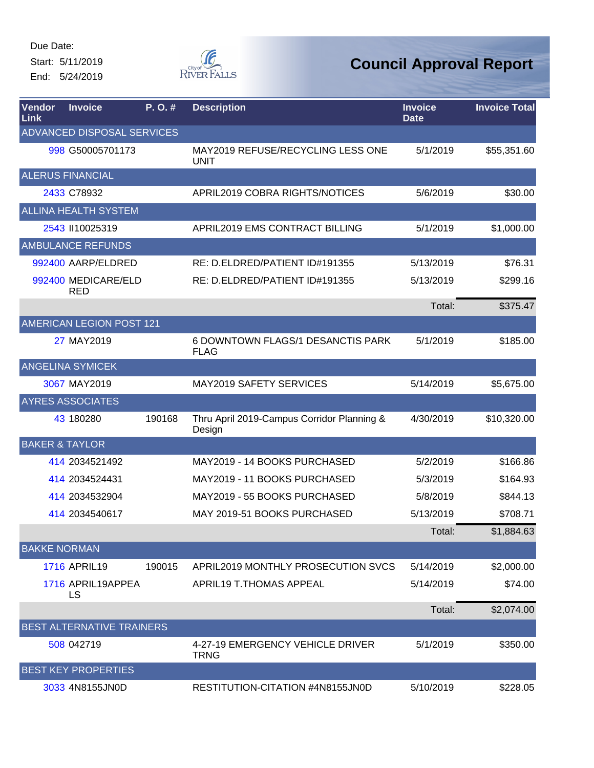Due Date:

Start: 5/11/2019

End: 5/24/2019

# Council Approval Report

| Vendor Link | Invoice | P. O. # | Description | Invoice Date | Invoice Total |
|---|---|---|---|---|---|
| ADVANCED DISPOSAL SERVICES | | | | | |
| 998 | G50005701173 | | MAY2019 REFUSE/RECYCLING LESS ONE UNIT | 5/1/2019 | $55,351.60 |
| ALERUS FINANCIAL | | | | | |
| 2433 | C78932 | | APRIL2019 COBRA RIGHTS/NOTICES | 5/6/2019 | $30.00 |
| ALLINA HEALTH SYSTEM | | | | | |
| 2543 | II10025319 | | APRIL2019 EMS CONTRACT BILLING | 5/1/2019 | $1,000.00 |
| AMBULANCE REFUNDS | | | | | |
| 992400 | AARP/ELDRED | | RE: D.ELDRED/PATIENT ID#191355 | 5/13/2019 | $76.31 |
| 992400 | MEDICARE/ELDRED | | RE: D.ELDRED/PATIENT ID#191355 | 5/13/2019 | $299.16 |
| | | | | Total: | $375.47 |
| AMERICAN LEGION POST 121 | | | | | |
| 27 | MAY2019 | | 6 DOWNTOWN FLAGS/1 DESANCTIS PARK FLAG | 5/1/2019 | $185.00 |
| ANGELINA SYMICEK | | | | | |
| 3067 | MAY2019 | | MAY2019 SAFETY SERVICES | 5/14/2019 | $5,675.00 |
| AYRES ASSOCIATES | | | | | |
| 43 | 180280 | 190168 | Thru April 2019-Campus Corridor Planning & Design | 4/30/2019 | $10,320.00 |
| BAKER & TAYLOR | | | | | |
| 414 | 2034521492 | | MAY2019 - 14 BOOKS PURCHASED | 5/2/2019 | $166.86 |
| 414 | 2034524431 | | MAY2019 - 11 BOOKS PURCHASED | 5/3/2019 | $164.93 |
| 414 | 2034532904 | | MAY2019 - 55 BOOKS PURCHASED | 5/8/2019 | $844.13 |
| 414 | 2034540617 | | MAY 2019-51 BOOKS PURCHASED | 5/13/2019 | $708.71 |
| | | | | Total: | $1,884.63 |
| BAKKE NORMAN | | | | | |
| 1716 | APRIL19 | 190015 | APRIL2019 MONTHLY PROSECUTION SVCS | 5/14/2019 | $2,000.00 |
| 1716 | APRIL19APPEALS | | APRIL19 T.THOMAS APPEAL | 5/14/2019 | $74.00 |
| | | | | Total: | $2,074.00 |
| BEST ALTERNATIVE TRAINERS | | | | | |
| 508 | 042719 | | 4-27-19 EMERGENCY VEHICLE DRIVER TRNG | 5/1/2019 | $350.00 |
| BEST KEY PROPERTIES | | | | | |
| 3033 | 4N8155JN0D | | RESTITUTION-CITATION #4N8155JN0D | 5/10/2019 | $228.05 |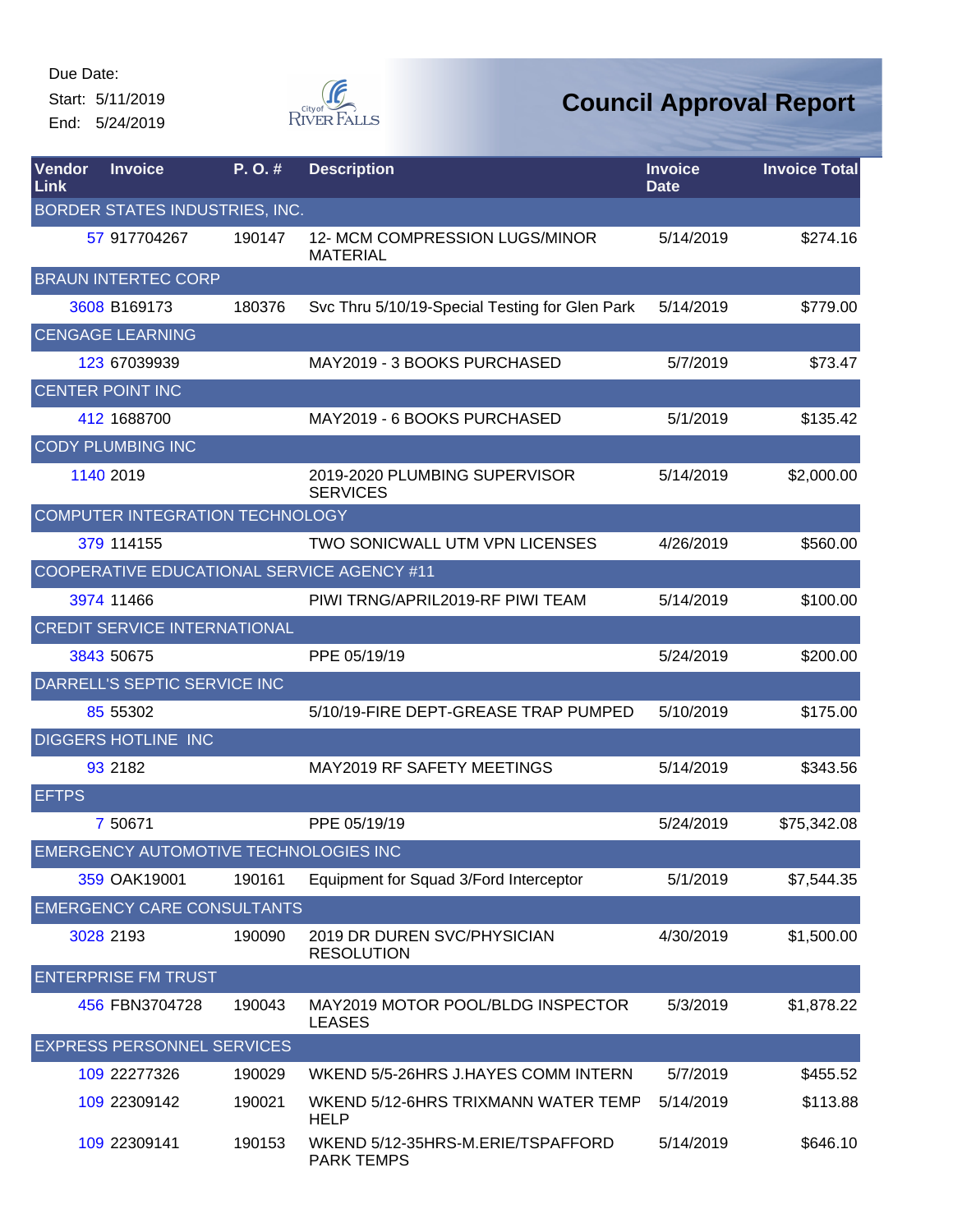Due Date:
Start: 5/11/2019
End: 5/24/2019

City of River Falls

# Council Approval Report

| Vendor Link | Invoice | P. O. # | Description | Invoice Date | Invoice Total |
|---|---|---|---|---|---|
| BORDER STATES INDUSTRIES, INC. | | | | | |
| 57 | 917704267 | 190147 | 12- MCM COMPRESSION LUGS/MINOR MATERIAL | 5/14/2019 | $274.16 |
| BRAUN INTERTEC CORP | | | | | |
| 3608 | B169173 | 180376 | Svc Thru 5/10/19-Special Testing for Glen Park | 5/14/2019 | $779.00 |
| CENGAGE LEARNING | | | | | |
| 123 | 67039939 | | MAY2019 - 3 BOOKS PURCHASED | 5/7/2019 | $73.47 |
| CENTER POINT INC | | | | | |
| 412 | 1688700 | | MAY2019 - 6 BOOKS PURCHASED | 5/1/2019 | $135.42 |
| CODY PLUMBING INC | | | | | |
| 1140 | 2019 | | 2019-2020 PLUMBING SUPERVISOR SERVICES | 5/14/2019 | $2,000.00 |
| COMPUTER INTEGRATION TECHNOLOGY | | | | | |
| 379 | 114155 | | TWO SONICWALL UTM VPN LICENSES | 4/26/2019 | $560.00 |
| COOPERATIVE EDUCATIONAL SERVICE AGENCY #11 | | | | | |
| 3974 | 11466 | | PIWI TRNG/APRIL2019-RF PIWI TEAM | 5/14/2019 | $100.00 |
| CREDIT SERVICE INTERNATIONAL | | | | | |
| 3843 | 50675 | | PPE 05/19/19 | 5/24/2019 | $200.00 |
| DARRELL'S SEPTIC SERVICE INC | | | | | |
| 85 | 55302 | | 5/10/19-FIRE DEPT-GREASE TRAP PUMPED | 5/10/2019 | $175.00 |
| DIGGERS HOTLINE INC | | | | | |
| 93 | 2182 | | MAY2019 RF SAFETY MEETINGS | 5/14/2019 | $343.56 |
| EFTPS | | | | | |
| 7 | 50671 | | PPE 05/19/19 | 5/24/2019 | $75,342.08 |
| EMERGENCY AUTOMOTIVE TECHNOLOGIES INC | | | | | |
| 359 | OAK19001 | 190161 | Equipment for Squad 3/Ford Interceptor | 5/1/2019 | $7,544.35 |
| EMERGENCY CARE CONSULTANTS | | | | | |
| 3028 | 2193 | 190090 | 2019 DR DUREN SVC/PHYSICIAN RESOLUTION | 4/30/2019 | $1,500.00 |
| ENTERPRISE FM TRUST | | | | | |
| 456 | FBN3704728 | 190043 | MAY2019 MOTOR POOL/BLDG INSPECTOR LEASES | 5/3/2019 | $1,878.22 |
| EXPRESS PERSONNEL SERVICES | | | | | |
| 109 | 22277326 | 190029 | WKEND 5/5-26HRS J.HAYES COMM INTERN | 5/7/2019 | $455.52 |
| 109 | 22309142 | 190021 | WKEND 5/12-6HRS TRIXMANN WATER TEMP HELP | 5/14/2019 | $113.88 |
| 109 | 22309141 | 190153 | WKEND 5/12-35HRS-M.ERIE/TSPAFFORD PARK TEMPS | 5/14/2019 | $646.10 |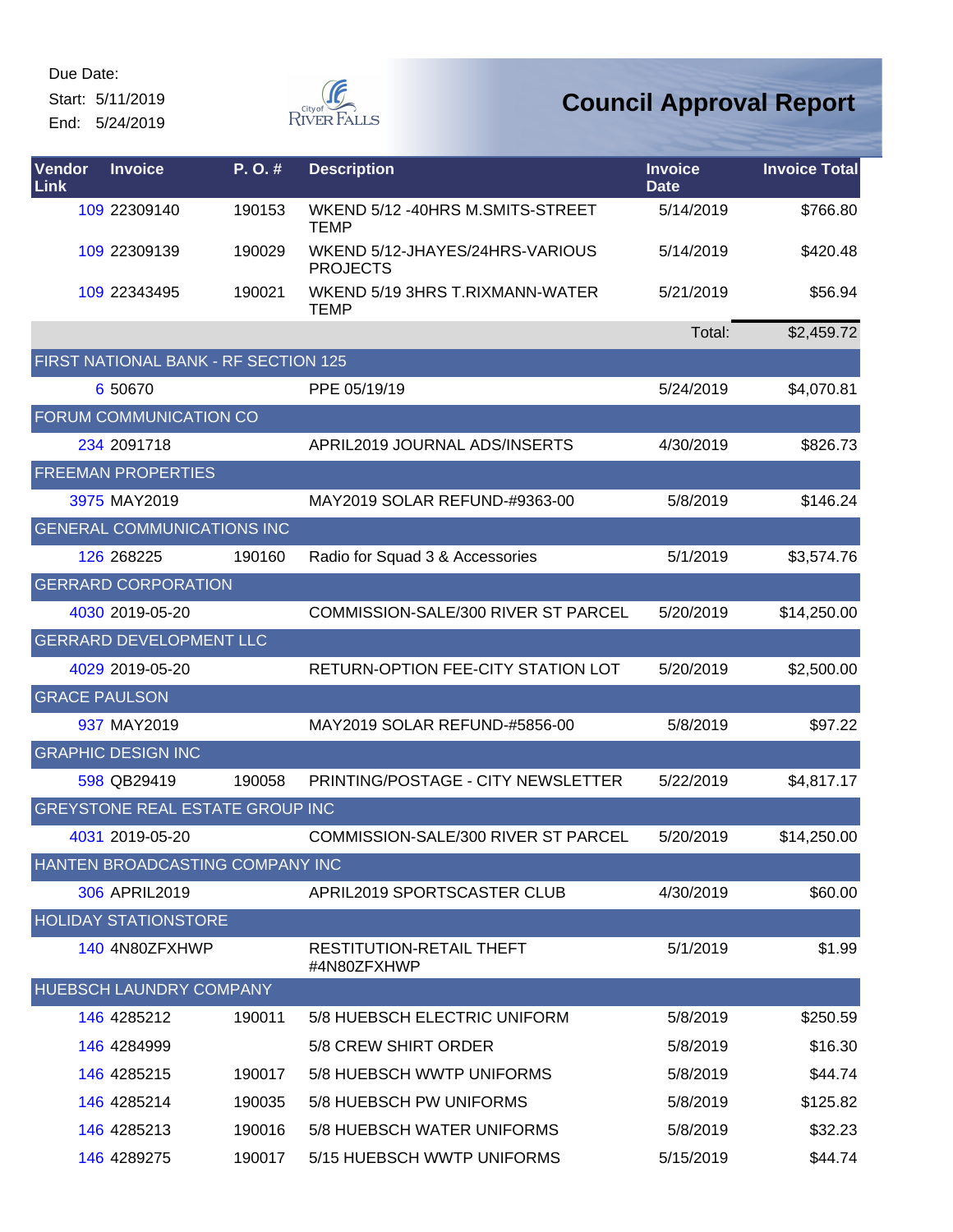Due Date:
Start: 5/11/2019
End: 5/24/2019

# Council Approval Report

| Vendor Link | Invoice | P. O. # | Description | Invoice Date | Invoice Total |
|---|---|---|---|---|---|
| 109 | 22309140 | 190153 | WKEND 5/12 -40HRS M.SMITS-STREET TEMP | 5/14/2019 | $766.80 |
| 109 | 22309139 | 190029 | WKEND 5/12-JHAYES/24HRS-VARIOUS PROJECTS | 5/14/2019 | $420.48 |
| 109 | 22343495 | 190021 | WKEND 5/19 3HRS T.RIXMANN-WATER TEMP | 5/21/2019 | $56.94 |
| | | | | Total: | $2,459.72 |
| FIRST NATIONAL BANK - RF SECTION 125 | | | | | |
| 6 | 50670 | | PPE 05/19/19 | 5/24/2019 | $4,070.81 |
| FORUM COMMUNICATION CO | | | | | |
| 234 | 2091718 | | APRIL2019 JOURNAL ADS/INSERTS | 4/30/2019 | $826.73 |
| FREEMAN PROPERTIES | | | | | |
| 3975 | MAY2019 | | MAY2019 SOLAR REFUND-#9363-00 | 5/8/2019 | $146.24 |
| GENERAL COMMUNICATIONS INC | | | | | |
| 126 | 268225 | 190160 | Radio for Squad 3 & Accessories | 5/1/2019 | $3,574.76 |
| GERRARD CORPORATION | | | | | |
| 4030 | 2019-05-20 | | COMMISSION-SALE/300 RIVER ST PARCEL | 5/20/2019 | $14,250.00 |
| GERRARD DEVELOPMENT LLC | | | | | |
| 4029 | 2019-05-20 | | RETURN-OPTION FEE-CITY STATION LOT | 5/20/2019 | $2,500.00 |
| GRACE PAULSON | | | | | |
| 937 | MAY2019 | | MAY2019 SOLAR REFUND-#5856-00 | 5/8/2019 | $97.22 |
| GRAPHIC DESIGN INC | | | | | |
| 598 | QB29419 | 190058 | PRINTING/POSTAGE - CITY NEWSLETTER | 5/22/2019 | $4,817.17 |
| GREYSTONE REAL ESTATE GROUP INC | | | | | |
| 4031 | 2019-05-20 | | COMMISSION-SALE/300 RIVER ST PARCEL | 5/20/2019 | $14,250.00 |
| HANTEN BROADCASTING COMPANY INC | | | | | |
| 306 | APRIL2019 | | APRIL2019 SPORTSCASTER CLUB | 4/30/2019 | $60.00 |
| HOLIDAY STATIONSTORE | | | | | |
| 140 | 4N80ZFXHWP | | RESTITUTION-RETAIL THEFT #4N80ZFXHWP | 5/1/2019 | $1.99 |
| HUEBSCH LAUNDRY COMPANY | | | | | |
| 146 | 4285212 | 190011 | 5/8 HUEBSCH ELECTRIC UNIFORM | 5/8/2019 | $250.59 |
| 146 | 4284999 | | 5/8 CREW SHIRT ORDER | 5/8/2019 | $16.30 |
| 146 | 4285215 | 190017 | 5/8 HUEBSCH WWTP UNIFORMS | 5/8/2019 | $44.74 |
| 146 | 4285214 | 190035 | 5/8 HUEBSCH PW UNIFORMS | 5/8/2019 | $125.82 |
| 146 | 4285213 | 190016 | 5/8 HUEBSCH WATER UNIFORMS | 5/8/2019 | $32.23 |
| 146 | 4289275 | 190017 | 5/15 HUEBSCH WWTP UNIFORMS | 5/15/2019 | $44.74 |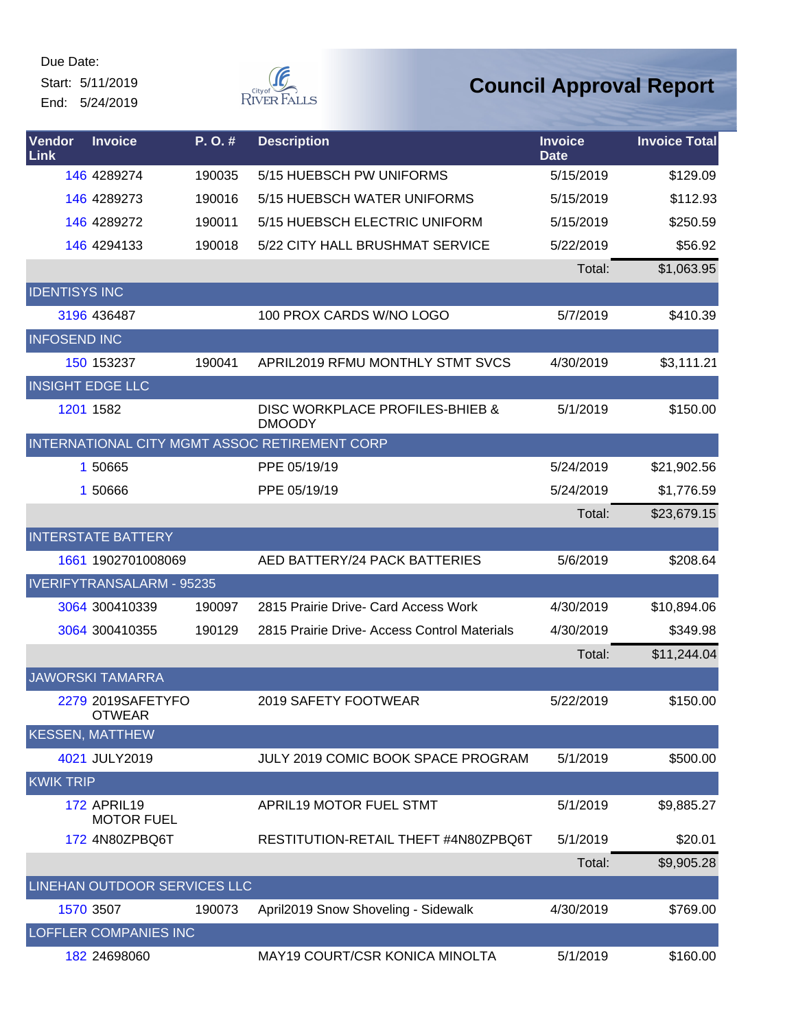Due Date:
Start: 5/11/2019
End: 5/24/2019

# Council Approval Report

| Vendor Link | Invoice | P. O. # | Description | Invoice Date | Invoice Total |
|---|---|---|---|---|---|
| 146 | 4289274 | 190035 | 5/15 HUEBSCH PW UNIFORMS | 5/15/2019 | $129.09 |
| 146 | 4289273 | 190016 | 5/15 HUEBSCH WATER UNIFORMS | 5/15/2019 | $112.93 |
| 146 | 4289272 | 190011 | 5/15 HUEBSCH ELECTRIC UNIFORM | 5/15/2019 | $250.59 |
| 146 | 4294133 | 190018 | 5/22 CITY HALL BRUSHMAT SERVICE | 5/22/2019 | $56.92 |
| | | | | Total: | $1,063.95 |
| IDENTISYS INC | | | | | |
| 3196 | 436487 | | 100 PROX CARDS W/NO LOGO | 5/7/2019 | $410.39 |
| INFOSEND INC | | | | | |
| 150 | 153237 | 190041 | APRIL2019 RFMU MONTHLY STMT SVCS | 4/30/2019 | $3,111.21 |
| INSIGHT EDGE LLC | | | | | |
| 1201 | 1582 | | DISC WORKPLACE PROFILES-BHIEB & DMOODY | 5/1/2019 | $150.00 |
| INTERNATIONAL CITY MGMT ASSOC RETIREMENT CORP | | | | | |
| 1 | 50665 | | PPE 05/19/19 | 5/24/2019 | $21,902.56 |
| 1 | 50666 | | PPE 05/19/19 | 5/24/2019 | $1,776.59 |
| | | | | Total: | $23,679.15 |
| INTERSTATE BATTERY | | | | | |
| 1661 | 1902701008069 | | AED BATTERY/24 PACK BATTERIES | 5/6/2019 | $208.64 |
| IVERIFYTRANSALARM - 95235 | | | | | |
| 3064 | 300410339 | 190097 | 2815 Prairie Drive- Card Access Work | 4/30/2019 | $10,894.06 |
| 3064 | 300410355 | 190129 | 2815 Prairie Drive- Access Control Materials | 4/30/2019 | $349.98 |
| | | | | Total: | $11,244.04 |
| JAWORSKI TAMARRA | | | | | |
| 2279 | 2019SAFETYFOOTWEAR | | 2019 SAFETY FOOTWEAR | 5/22/2019 | $150.00 |
| KESSEN, MATTHEW | | | | | |
| 4021 | JULY2019 | | JULY 2019 COMIC BOOK SPACE PROGRAM | 5/1/2019 | $500.00 |
| KWIK TRIP | | | | | |
| 172 | APRIL19 MOTOR FUEL | | APRIL19 MOTOR FUEL STMT | 5/1/2019 | $9,885.27 |
| 172 | 4N80ZPBQ6T | | RESTITUTION-RETAIL THEFT #4N80ZPBQ6T | 5/1/2019 | $20.01 |
| | | | | Total: | $9,905.28 |
| LINEHAN OUTDOOR SERVICES LLC | | | | | |
| 1570 | 3507 | 190073 | April2019 Snow Shoveling - Sidewalk | 4/30/2019 | $769.00 |
| LOFFLER COMPANIES INC | | | | | |
| 182 | 24698060 | | MAY19 COURT/CSR KONICA MINOLTA | 5/1/2019 | $160.00 |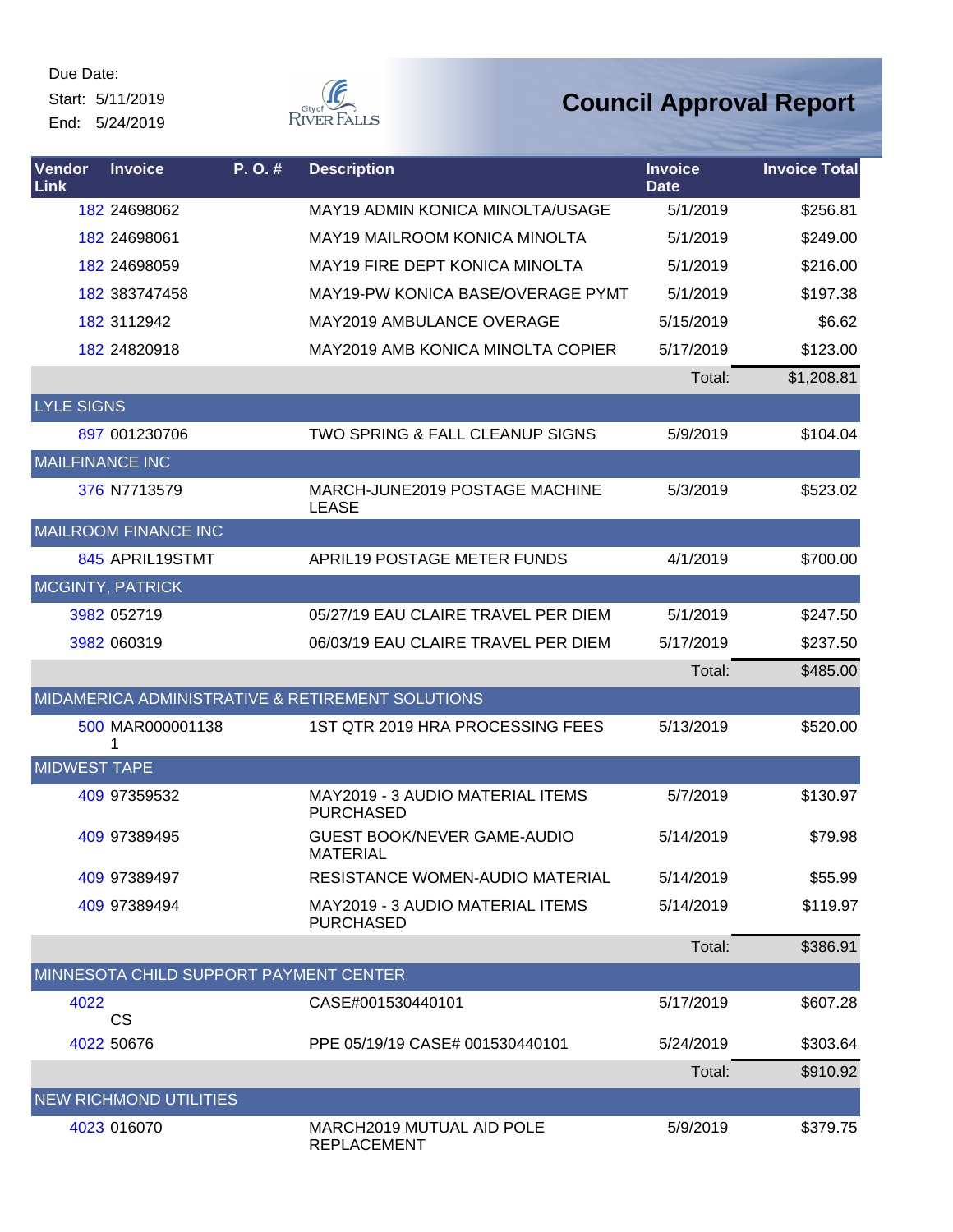Due Date:
Start: 5/11/2019
End: 5/24/2019

# Council Approval Report

| Vendor Link | Invoice | P. O. # | Description | Invoice Date | Invoice Total |
|---|---|---|---|---|---|
| 182 | 24698062 | | MAY19 ADMIN KONICA MINOLTA/USAGE | 5/1/2019 | $256.81 |
| 182 | 24698061 | | MAY19 MAILROOM KONICA MINOLTA | 5/1/2019 | $249.00 |
| 182 | 24698059 | | MAY19 FIRE DEPT KONICA MINOLTA | 5/1/2019 | $216.00 |
| 182 | 383747458 | | MAY19-PW KONICA BASE/OVERAGE PYMT | 5/1/2019 | $197.38 |
| 182 | 3112942 | | MAY2019 AMBULANCE OVERAGE | 5/15/2019 | $6.62 |
| 182 | 24820918 | | MAY2019 AMB KONICA MINOLTA COPIER | 5/17/2019 | $123.00 |
| | | | | Total: | $1,208.81 |
| LYLE SIGNS | | | | | |
| 897 | 001230706 | | TWO SPRING & FALL CLEANUP SIGNS | 5/9/2019 | $104.04 |
| MAILFINANCE INC | | | | | |
| 376 | N7713579 | | MARCH-JUNE2019 POSTAGE MACHINE LEASE | 5/3/2019 | $523.02 |
| MAILROOM FINANCE INC | | | | | |
| 845 | APRIL19STMT | | APRIL19 POSTAGE METER FUNDS | 4/1/2019 | $700.00 |
| MCGINTY, PATRICK | | | | | |
| 3982 | 052719 | | 05/27/19 EAU CLAIRE TRAVEL PER DIEM | 5/1/2019 | $247.50 |
| 3982 | 060319 | | 06/03/19 EAU CLAIRE TRAVEL PER DIEM | 5/17/2019 | $237.50 |
| | | | | Total: | $485.00 |
| MIDAMERICA ADMINISTRATIVE & RETIREMENT SOLUTIONS | | | | | |
| 500 | MAR0000011381 | | 1ST QTR 2019 HRA PROCESSING FEES | 5/13/2019 | $520.00 |
| MIDWEST TAPE | | | | | |
| 409 | 97359532 | | MAY2019 - 3 AUDIO MATERIAL ITEMS PURCHASED | 5/7/2019 | $130.97 |
| 409 | 97389495 | | GUEST BOOK/NEVER GAME-AUDIO MATERIAL | 5/14/2019 | $79.98 |
| 409 | 97389497 | | RESISTANCE WOMEN-AUDIO MATERIAL | 5/14/2019 | $55.99 |
| 409 | 97389494 | | MAY2019 - 3 AUDIO MATERIAL ITEMS PURCHASED | 5/14/2019 | $119.97 |
| | | | | Total: | $386.91 |
| MINNESOTA CHILD SUPPORT PAYMENT CENTER | | | | | |
| 4022 | CS | | CASE#001530440101 | 5/17/2019 | $607.28 |
| 4022 | 50676 | | PPE 05/19/19 CASE# 001530440101 | 5/24/2019 | $303.64 |
| | | | | Total: | $910.92 |
| NEW RICHMOND UTILITIES | | | | | |
| 4023 | 016070 | | MARCH2019 MUTUAL AID POLE REPLACEMENT | 5/9/2019 | $379.75 |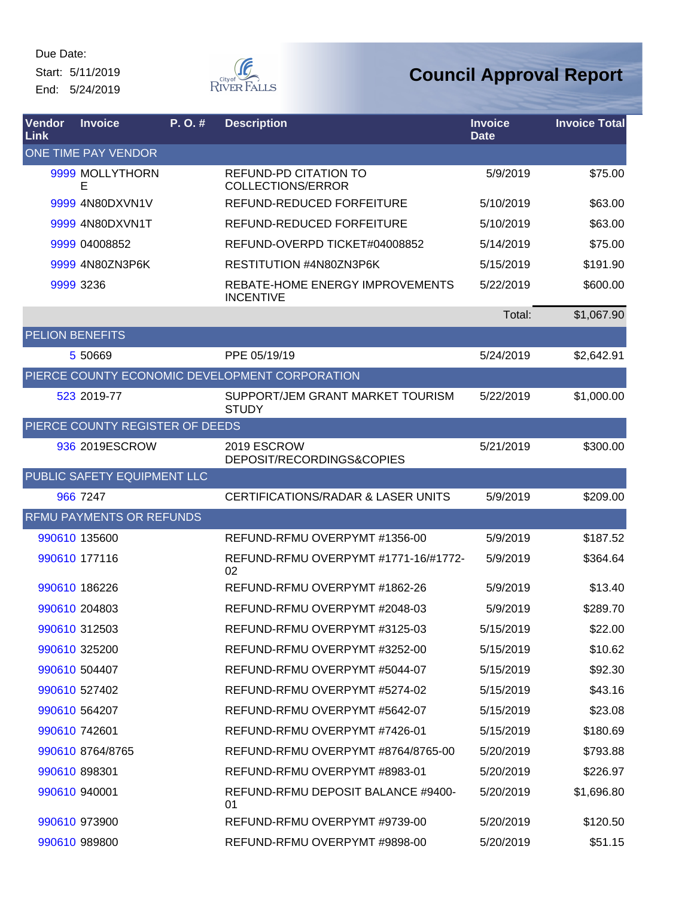Due Date:
Start: 5/11/2019
End: 5/24/2019

# Council Approval Report

| Vendor Link | Invoice | P. O. # | Description | Invoice Date | Invoice Total |
|---|---|---|---|---|---|
| ONE TIME PAY VENDOR | | | | | |
| 9999 | MOLLYTHORNE | | REFUND-PD CITATION TO COLLECTIONS/ERROR | 5/9/2019 | $75.00 |
| 9999 | 4N80DXVN1V | | REFUND-REDUCED FORFEITURE | 5/10/2019 | $63.00 |
| 9999 | 4N80DXVN1T | | REFUND-REDUCED FORFEITURE | 5/10/2019 | $63.00 |
| 9999 | 04008852 | | REFUND-OVERPD TICKET#04008852 | 5/14/2019 | $75.00 |
| 9999 | 4N80ZN3P6K | | RESTITUTION #4N80ZN3P6K | 5/15/2019 | $191.90 |
| 9999 | 3236 | | REBATE-HOME ENERGY IMPROVEMENTS INCENTIVE | 5/22/2019 | $600.00 |
| | | | | Total: | $1,067.90 |
| PELION BENEFITS | | | | | |
| 5 | 50669 | | PPE 05/19/19 | 5/24/2019 | $2,642.91 |
| PIERCE COUNTY ECONOMIC DEVELOPMENT CORPORATION | | | | | |
| 523 | 2019-77 | | SUPPORT/JEM GRANT MARKET TOURISM STUDY | 5/22/2019 | $1,000.00 |
| PIERCE COUNTY REGISTER OF DEEDS | | | | | |
| 936 | 2019ESCROW | | 2019 ESCROW DEPOSIT/RECORDINGS&COPIES | 5/21/2019 | $300.00 |
| PUBLIC SAFETY EQUIPMENT LLC | | | | | |
| 966 | 7247 | | CERTIFICATIONS/RADAR & LASER UNITS | 5/9/2019 | $209.00 |
| RFMU PAYMENTS OR REFUNDS | | | | | |
| 990610 | 135600 | | REFUND-RFMU OVERPYMT #1356-00 | 5/9/2019 | $187.52 |
| 990610 | 177116 | | REFUND-RFMU OVERPYMT #1771-16/#1772-02 | 5/9/2019 | $364.64 |
| 990610 | 186226 | | REFUND-RFMU OVERPYMT #1862-26 | 5/9/2019 | $13.40 |
| 990610 | 204803 | | REFUND-RFMU OVERPYMT #2048-03 | 5/9/2019 | $289.70 |
| 990610 | 312503 | | REFUND-RFMU OVERPYMT #3125-03 | 5/15/2019 | $22.00 |
| 990610 | 325200 | | REFUND-RFMU OVERPYMT #3252-00 | 5/15/2019 | $10.62 |
| 990610 | 504407 | | REFUND-RFMU OVERPYMT #5044-07 | 5/15/2019 | $92.30 |
| 990610 | 527402 | | REFUND-RFMU OVERPYMT #5274-02 | 5/15/2019 | $43.16 |
| 990610 | 564207 | | REFUND-RFMU OVERPYMT #5642-07 | 5/15/2019 | $23.08 |
| 990610 | 742601 | | REFUND-RFMU OVERPYMT #7426-01 | 5/15/2019 | $180.69 |
| 990610 | 8764/8765 | | REFUND-RFMU OVERPYMT #8764/8765-00 | 5/20/2019 | $793.88 |
| 990610 | 898301 | | REFUND-RFMU OVERPYMT #8983-01 | 5/20/2019 | $226.97 |
| 990610 | 940001 | | REFUND-RFMU DEPOSIT BALANCE #9400-01 | 5/20/2019 | $1,696.80 |
| 990610 | 973900 | | REFUND-RFMU OVERPYMT #9739-00 | 5/20/2019 | $120.50 |
| 990610 | 989800 | | REFUND-RFMU OVERPYMT #9898-00 | 5/20/2019 | $51.15 |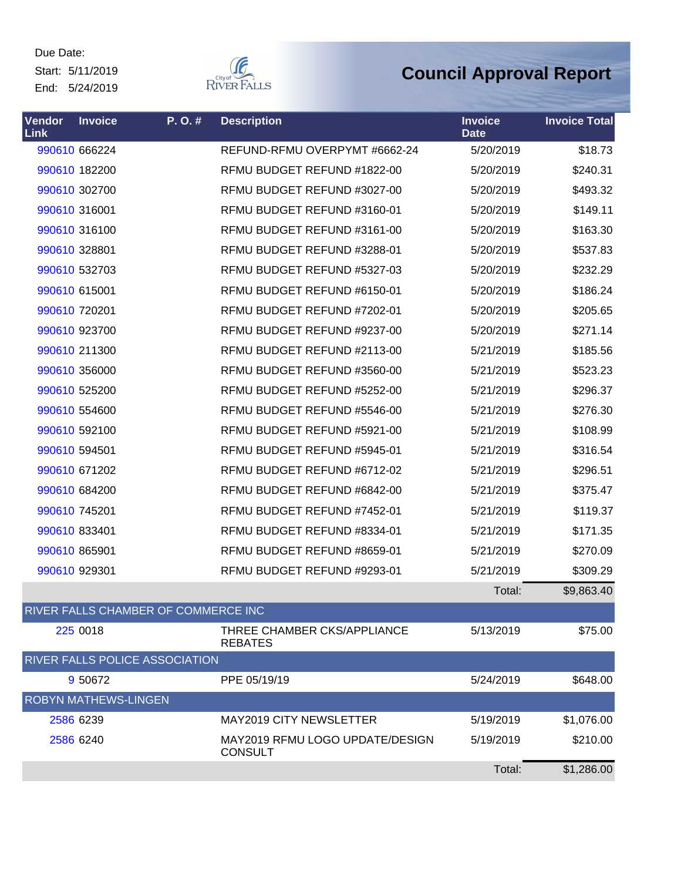Due Date:
Start: 5/11/2019
End: 5/24/2019

# Council Approval Report

| Vendor Link | Invoice | P. O. # | Description | Invoice Date | Invoice Total |
|---|---|---|---|---|---|
| 990610 | 666224 | | REFUND-RFMU OVERPYMT #6662-24 | 5/20/2019 | $18.73 |
| 990610 | 182200 | | RFMU BUDGET REFUND #1822-00 | 5/20/2019 | $240.31 |
| 990610 | 302700 | | RFMU BUDGET REFUND #3027-00 | 5/20/2019 | $493.32 |
| 990610 | 316001 | | RFMU BUDGET REFUND #3160-01 | 5/20/2019 | $149.11 |
| 990610 | 316100 | | RFMU BUDGET REFUND #3161-00 | 5/20/2019 | $163.30 |
| 990610 | 328801 | | RFMU BUDGET REFUND #3288-01 | 5/20/2019 | $537.83 |
| 990610 | 532703 | | RFMU BUDGET REFUND #5327-03 | 5/20/2019 | $232.29 |
| 990610 | 615001 | | RFMU BUDGET REFUND #6150-01 | 5/20/2019 | $186.24 |
| 990610 | 720201 | | RFMU BUDGET REFUND #7202-01 | 5/20/2019 | $205.65 |
| 990610 | 923700 | | RFMU BUDGET REFUND #9237-00 | 5/20/2019 | $271.14 |
| 990610 | 211300 | | RFMU BUDGET REFUND #2113-00 | 5/21/2019 | $185.56 |
| 990610 | 356000 | | RFMU BUDGET REFUND #3560-00 | 5/21/2019 | $523.23 |
| 990610 | 525200 | | RFMU BUDGET REFUND #5252-00 | 5/21/2019 | $296.37 |
| 990610 | 554600 | | RFMU BUDGET REFUND #5546-00 | 5/21/2019 | $276.30 |
| 990610 | 592100 | | RFMU BUDGET REFUND #5921-00 | 5/21/2019 | $108.99 |
| 990610 | 594501 | | RFMU BUDGET REFUND #5945-01 | 5/21/2019 | $316.54 |
| 990610 | 671202 | | RFMU BUDGET REFUND #6712-02 | 5/21/2019 | $296.51 |
| 990610 | 684200 | | RFMU BUDGET REFUND #6842-00 | 5/21/2019 | $375.47 |
| 990610 | 745201 | | RFMU BUDGET REFUND #7452-01 | 5/21/2019 | $119.37 |
| 990610 | 833401 | | RFMU BUDGET REFUND #8334-01 | 5/21/2019 | $171.35 |
| 990610 | 865901 | | RFMU BUDGET REFUND #8659-01 | 5/21/2019 | $270.09 |
| 990610 | 929301 | | RFMU BUDGET REFUND #9293-01 | 5/21/2019 | $309.29 |
| | | | | Total: | $9,863.40 |
| RIVER FALLS CHAMBER OF COMMERCE INC | | | | | |
| 225 | 0018 | | THREE CHAMBER CKS/APPLIANCE REBATES | 5/13/2019 | $75.00 |
| RIVER FALLS POLICE ASSOCIATION | | | | | |
| 9 | 50672 | | PPE 05/19/19 | 5/24/2019 | $648.00 |
| ROBYN MATHEWS-LINGEN | | | | | |
| 2586 | 6239 | | MAY2019 CITY NEWSLETTER | 5/19/2019 | $1,076.00 |
| 2586 | 6240 | | MAY2019 RFMU LOGO UPDATE/DESIGN CONSULT | 5/19/2019 | $210.00 |
| | | | | Total: | $1,286.00 |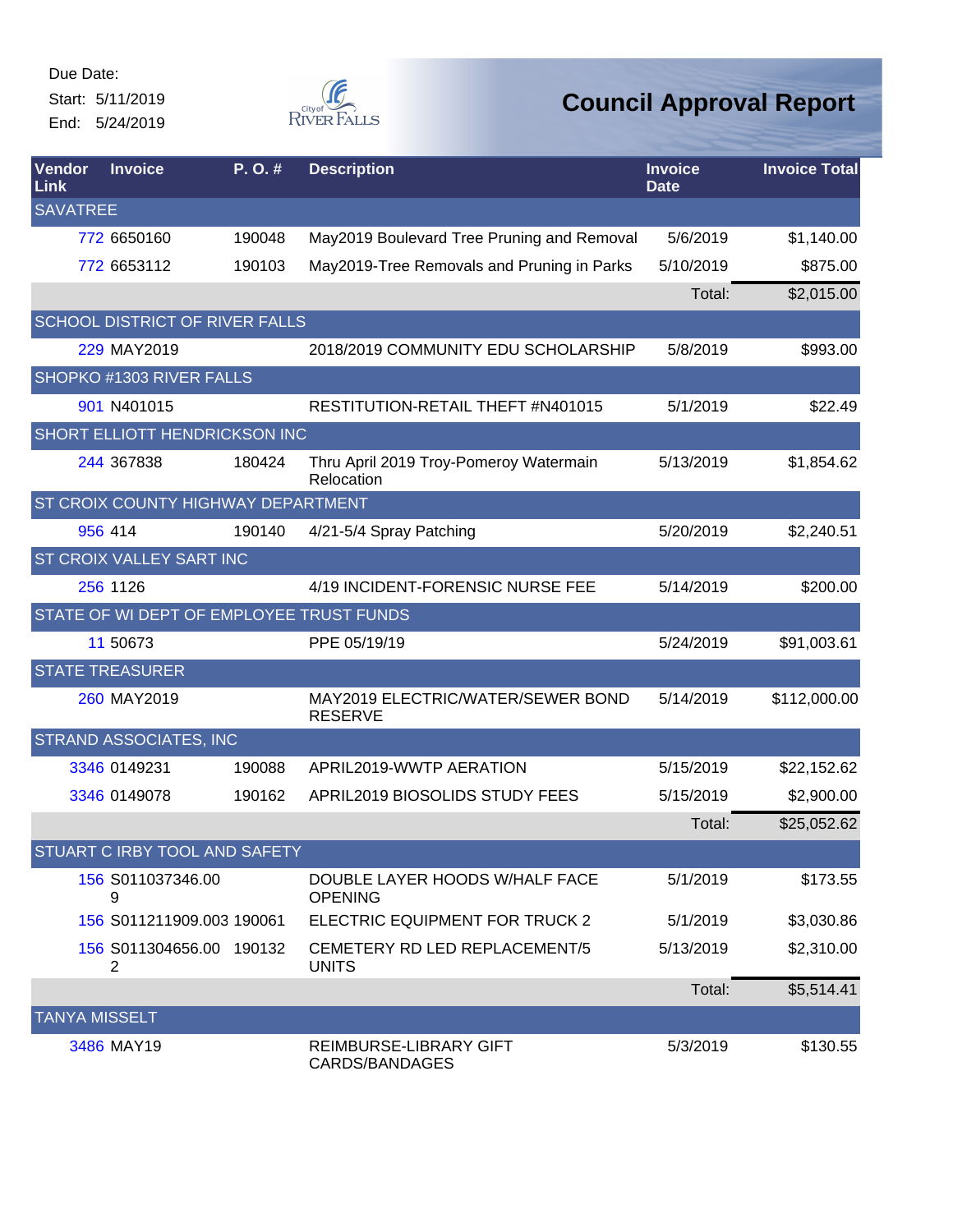Due Date:
Start: 5/11/2019
End: 5/24/2019

# Council Approval Report

| Vendor Link | Invoice | P. O. # | Description | Invoice Date | Invoice Total |
|---|---|---|---|---|---|
| SAVATREE | | | | | |
| 772 | 6650160 | 190048 | May2019 Boulevard Tree Pruning and Removal | 5/6/2019 | $1,140.00 |
| 772 | 6653112 | 190103 | May2019-Tree Removals and Pruning in Parks | 5/10/2019 | $875.00 |
| | | | | Total: | $2,015.00 |
| SCHOOL DISTRICT OF RIVER FALLS | | | | | |
| 229 | MAY2019 | | 2018/2019 COMMUNITY EDU SCHOLARSHIP | 5/8/2019 | $993.00 |
| SHOPKO #1303 RIVER FALLS | | | | | |
| 901 | N401015 | | RESTITUTION-RETAIL THEFT #N401015 | 5/1/2019 | $22.49 |
| SHORT ELLIOTT HENDRICKSON INC | | | | | |
| 244 | 367838 | 180424 | Thru April 2019 Troy-Pomeroy Watermain Relocation | 5/13/2019 | $1,854.62 |
| ST CROIX COUNTY HIGHWAY DEPARTMENT | | | | | |
| 956 | 414 | 190140 | 4/21-5/4 Spray Patching | 5/20/2019 | $2,240.51 |
| ST CROIX VALLEY SART INC | | | | | |
| 256 | 1126 | | 4/19 INCIDENT-FORENSIC NURSE FEE | 5/14/2019 | $200.00 |
| STATE OF WI DEPT OF EMPLOYEE TRUST FUNDS | | | | | |
| 11 | 50673 | | PPE 05/19/19 | 5/24/2019 | $91,003.61 |
| STATE TREASURER | | | | | |
| 260 | MAY2019 | | MAY2019 ELECTRIC/WATER/SEWER BOND RESERVE | 5/14/2019 | $112,000.00 |
| STRAND ASSOCIATES, INC | | | | | |
| 3346 | 0149231 | 190088 | APRIL2019-WWTP AERATION | 5/15/2019 | $22,152.62 |
| 3346 | 0149078 | 190162 | APRIL2019 BIOSOLIDS STUDY FEES | 5/15/2019 | $2,900.00 |
| | | | | Total: | $25,052.62 |
| STUART C IRBY TOOL AND SAFETY | | | | | |
| 156 | S011037346.009 | | DOUBLE LAYER HOODS W/HALF FACE OPENING | 5/1/2019 | $173.55 |
| 156 | S011211909.003 | 190061 | ELECTRIC EQUIPMENT FOR TRUCK 2 | 5/1/2019 | $3,030.86 |
| 156 | S011304656.002 | 190132 | CEMETERY RD LED REPLACEMENT/5 UNITS | 5/13/2019 | $2,310.00 |
| | | | | Total: | $5,514.41 |
| TANYA MISSELT | | | | | |
| 3486 | MAY19 | | REIMBURSE-LIBRARY GIFT CARDS/BANDAGES | 5/3/2019 | $130.55 |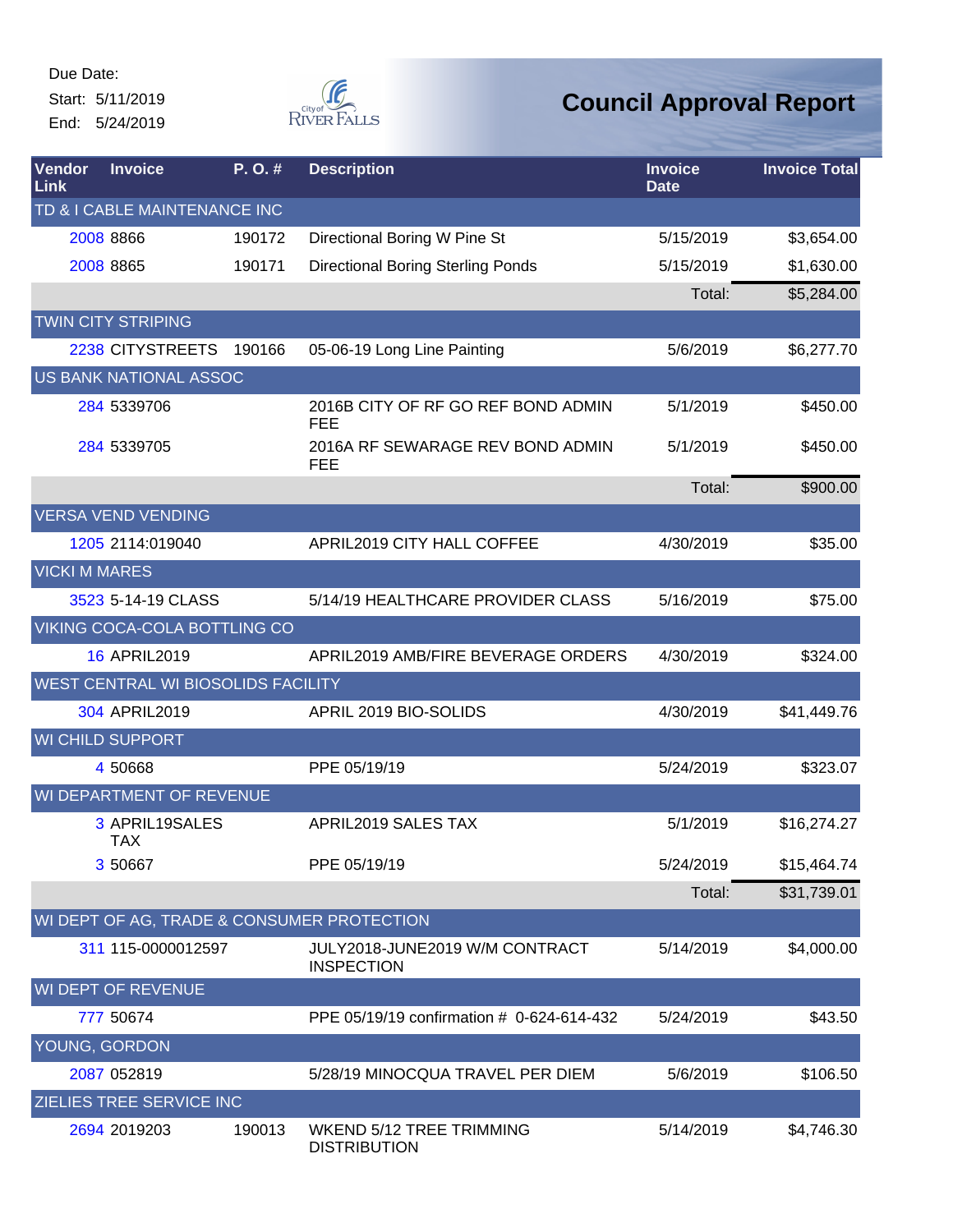Due Date:
Start: 5/11/2019
End: 5/24/2019

# Council Approval Report

| Vendor Link | Invoice | P. O. # | Description | Invoice Date | Invoice Total |
|---|---|---|---|---|---|
| TD & I CABLE MAINTENANCE INC | | | | | |
| 2008 | 8866 | 190172 | Directional Boring W Pine St | 5/15/2019 | $3,654.00 |
| 2008 | 8865 | 190171 | Directional Boring Sterling Ponds | 5/15/2019 | $1,630.00 |
| | | | | Total: | $5,284.00 |
| TWIN CITY STRIPING | | | | | |
| 2238 | CITYSTREETS | 190166 | 05-06-19 Long Line Painting | 5/6/2019 | $6,277.70 |
| US BANK NATIONAL ASSOC | | | | | |
| 284 | 5339706 | | 2016B CITY OF RF GO REF BOND ADMIN FEE | 5/1/2019 | $450.00 |
| 284 | 5339705 | | 2016A RF SEWARAGE REV BOND ADMIN FEE | 5/1/2019 | $450.00 |
| | | | | Total: | $900.00 |
| VERSA VEND VENDING | | | | | |
| 1205 | 2114:019040 | | APRIL2019 CITY HALL COFFEE | 4/30/2019 | $35.00 |
| VICKI M MARES | | | | | |
| 3523 | 5-14-19 CLASS | | 5/14/19 HEALTHCARE PROVIDER CLASS | 5/16/2019 | $75.00 |
| VIKING COCA-COLA BOTTLING CO | | | | | |
| 16 | APRIL2019 | | APRIL2019 AMB/FIRE BEVERAGE ORDERS | 4/30/2019 | $324.00 |
| WEST CENTRAL WI BIOSOLIDS FACILITY | | | | | |
| 304 | APRIL2019 | | APRIL 2019 BIO-SOLIDS | 4/30/2019 | $41,449.76 |
| WI CHILD SUPPORT | | | | | |
| 4 | 50668 | | PPE 05/19/19 | 5/24/2019 | $323.07 |
| WI DEPARTMENT OF REVENUE | | | | | |
| 3 | APRIL19SALES TAX | | APRIL2019 SALES TAX | 5/1/2019 | $16,274.27 |
| 3 | 50667 | | PPE 05/19/19 | 5/24/2019 | $15,464.74 |
| | | | | Total: | $31,739.01 |
| WI DEPT OF AG, TRADE & CONSUMER PROTECTION | | | | | |
| 311 | 115-0000012597 | | JULY2018-JUNE2019 W/M CONTRACT INSPECTION | 5/14/2019 | $4,000.00 |
| WI DEPT OF REVENUE | | | | | |
| 777 | 50674 | | PPE 05/19/19 confirmation # 0-624-614-432 | 5/24/2019 | $43.50 |
| YOUNG, GORDON | | | | | |
| 2087 | 052819 | | 5/28/19 MINOCQUA TRAVEL PER DIEM | 5/6/2019 | $106.50 |
| ZIELIES TREE SERVICE INC | | | | | |
| 2694 | 2019203 | 190013 | WKEND 5/12 TREE TRIMMING DISTRIBUTION | 5/14/2019 | $4,746.30 |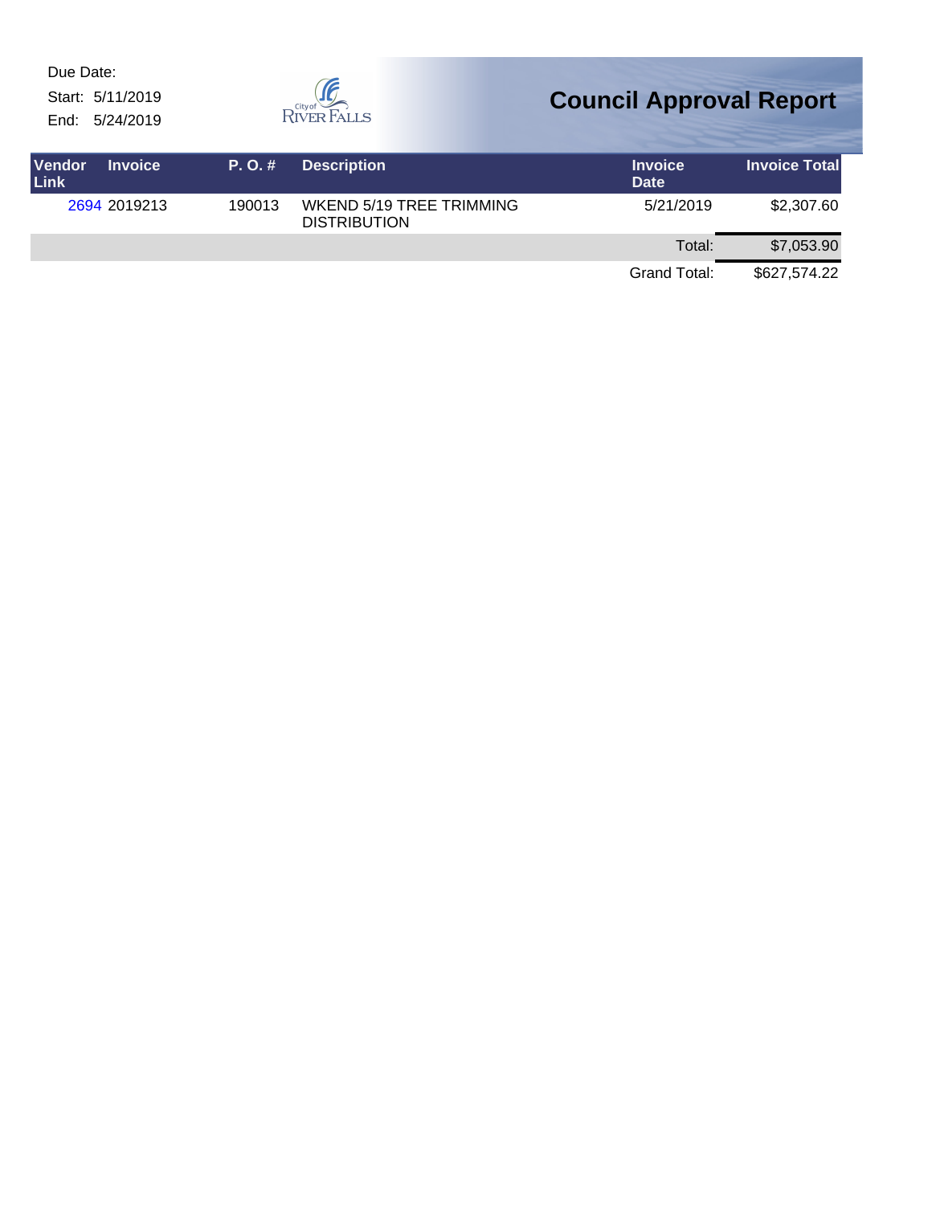Due Date:

Start: 5/11/2019

End: 5/24/2019

# Council Approval Report

| Vendor Link | Invoice | P. O. # | Description | Invoice Date | Invoice Total |
|---|---|---|---|---|---|
| 2694 | 2019213 | 190013 | WKEND 5/19 TREE TRIMMING DISTRIBUTION | 5/21/2019 | $2,307.60 |
| | | | | Total: | $7,053.90 |
| | | | | Grand Total: | $627,574.22 |